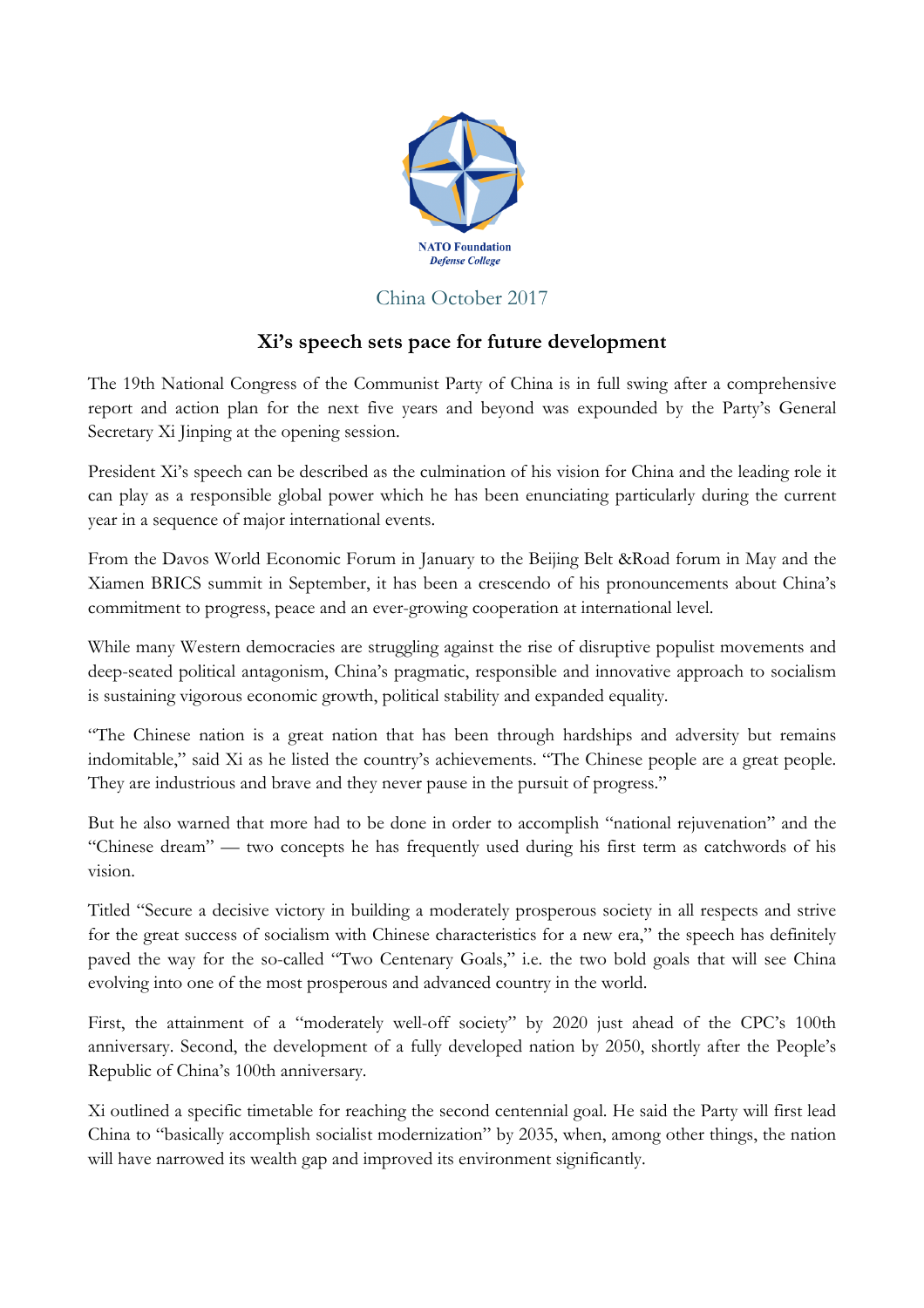NATO Foundation
*Defense College*

China October 2017

## Xi's speech sets pace for future development

The 19th National Congress of the Communist Party of China is in full swing after a comprehensive report and action plan for the next five years and beyond was expounded by the Party's General Secretary Xi Jinping at the opening session.

President Xi's speech can be described as the culmination of his vision for China and the leading role it can play as a responsible global power which he has been enunciating particularly during the current year in a sequence of major international events.

From the Davos World Economic Forum in January to the Beijing Belt &Road forum in May and the Xiamen BRICS summit in September, it has been a crescendo of his pronouncements about China's commitment to progress, peace and an ever-growing cooperation at international level.

While many Western democracies are struggling against the rise of disruptive populist movements and deep-seated political antagonism, China's pragmatic, responsible and innovative approach to socialism is sustaining vigorous economic growth, political stability and expanded equality.

"The Chinese nation is a great nation that has been through hardships and adversity but remains indomitable," said Xi as he listed the country's achievements. "The Chinese people are a great people. They are industrious and brave and they never pause in the pursuit of progress."

But he also warned that more had to be done in order to accomplish "national rejuvenation" and the "Chinese dream" — two concepts he has frequently used during his first term as catchwords of his vision.

Titled "Secure a decisive victory in building a moderately prosperous society in all respects and strive for the great success of socialism with Chinese characteristics for a new era," the speech has definitely paved the way for the so-called "Two Centenary Goals," i.e. the two bold goals that will see China evolving into one of the most prosperous and advanced country in the world.

First, the attainment of a "moderately well-off society" by 2020 just ahead of the CPC's 100th anniversary. Second, the development of a fully developed nation by 2050, shortly after the People's Republic of China's 100th anniversary.

Xi outlined a specific timetable for reaching the second centennial goal. He said the Party will first lead China to "basically accomplish socialist modernization" by 2035, when, among other things, the nation will have narrowed its wealth gap and improved its environment significantly.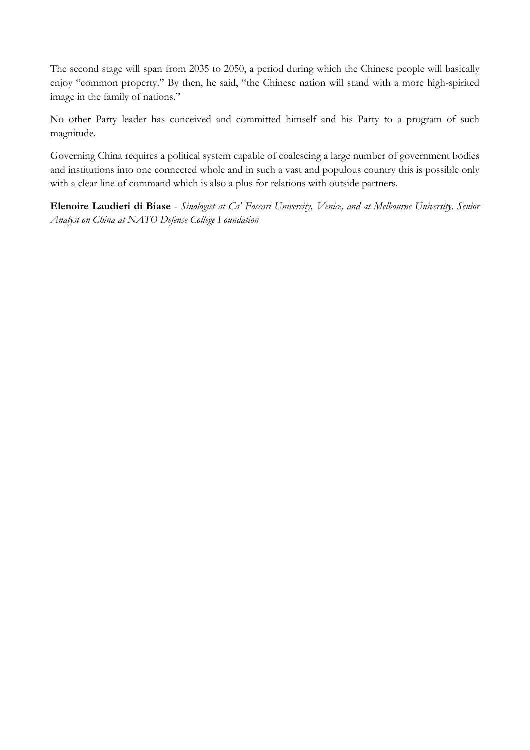The second stage will span from 2035 to 2050, a period during which the Chinese people will basically enjoy "common property." By then, he said, "the Chinese nation will stand with a more high-spirited image in the family of nations."

No other Party leader has conceived and committed himself and his Party to a program of such magnitude.

Governing China requires a political system capable of coalescing a large number of government bodies and institutions into one connected whole and in such a vast and populous country this is possible only with a clear line of command which is also a plus for relations with outside partners.

**Elenoire Laudieri di Biase** - *Sinologist at Ca' Foscari University, Venice, and at Melbourne University. Senior Analyst on China at NATO Defense College Foundation*